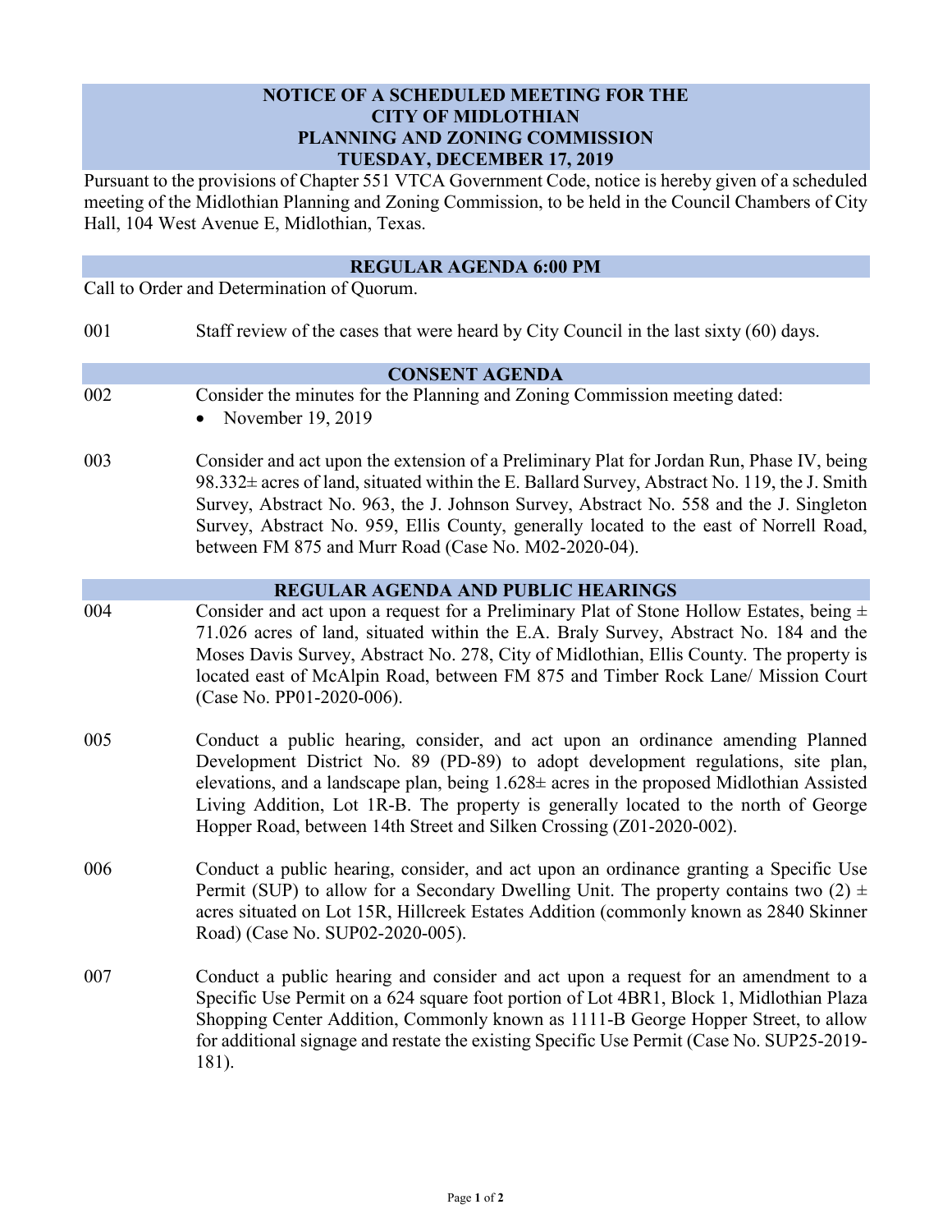# NOTICE OF A SCHEDULED MEETING FOR THE CITY OF MIDLOTHIAN PLANNING AND ZONING COMMISSION TUESDAY, DECEMBER 17, 2019

Pursuant to the provisions of Chapter 551 VTCA Government Code, notice is hereby given of a scheduled meeting of the Midlothian Planning and Zoning Commission, to be held in the Council Chambers of City Hall, 104 West Avenue E, Midlothian, Texas.

## REGULAR AGENDA 6:00 PM

Call to Order and Determination of Quorum.

001 Staff review of the cases that were heard by City Council in the last sixty (60) days.

## CONSENT AGENDA

002 Consider the minutes for the Planning and Zoning Commission meeting dated:

- November 19, 2019

003 Consider and act upon the extension of a Preliminary Plat for Jordan Run, Phase IV, being 98.332± acres of land, situated within the E. Ballard Survey, Abstract No. 119, the J. Smith Survey, Abstract No. 963, the J. Johnson Survey, Abstract No. 558 and the J. Singleton Survey, Abstract No. 959, Ellis County, generally located to the east of Norrell Road, between FM 875 and Murr Road (Case No. M02-2020-04).

## REGULAR AGENDA AND PUBLIC HEARINGS

004 Consider and act upon a request for a Preliminary Plat of Stone Hollow Estates, being ± 71.026 acres of land, situated within the E.A. Braly Survey, Abstract No. 184 and the Moses Davis Survey, Abstract No. 278, City of Midlothian, Ellis County. The property is located east of McAlpin Road, between FM 875 and Timber Rock Lane/ Mission Court (Case No. PP01-2020-006).

005 Conduct a public hearing, consider, and act upon an ordinance amending Planned Development District No. 89 (PD-89) to adopt development regulations, site plan, elevations, and a landscape plan, being 1.628± acres in the proposed Midlothian Assisted Living Addition, Lot 1R-B. The property is generally located to the north of George Hopper Road, between 14th Street and Silken Crossing (Z01-2020-002).

006 Conduct a public hearing, consider, and act upon an ordinance granting a Specific Use Permit (SUP) to allow for a Secondary Dwelling Unit. The property contains two (2) ± acres situated on Lot 15R, Hillcreek Estates Addition (commonly known as 2840 Skinner Road) (Case No. SUP02-2020-005).

007 Conduct a public hearing and consider and act upon a request for an amendment to a Specific Use Permit on a 624 square foot portion of Lot 4BR1, Block 1, Midlothian Plaza Shopping Center Addition, Commonly known as 1111-B George Hopper Street, to allow for additional signage and restate the existing Specific Use Permit (Case No. SUP25-2019-181).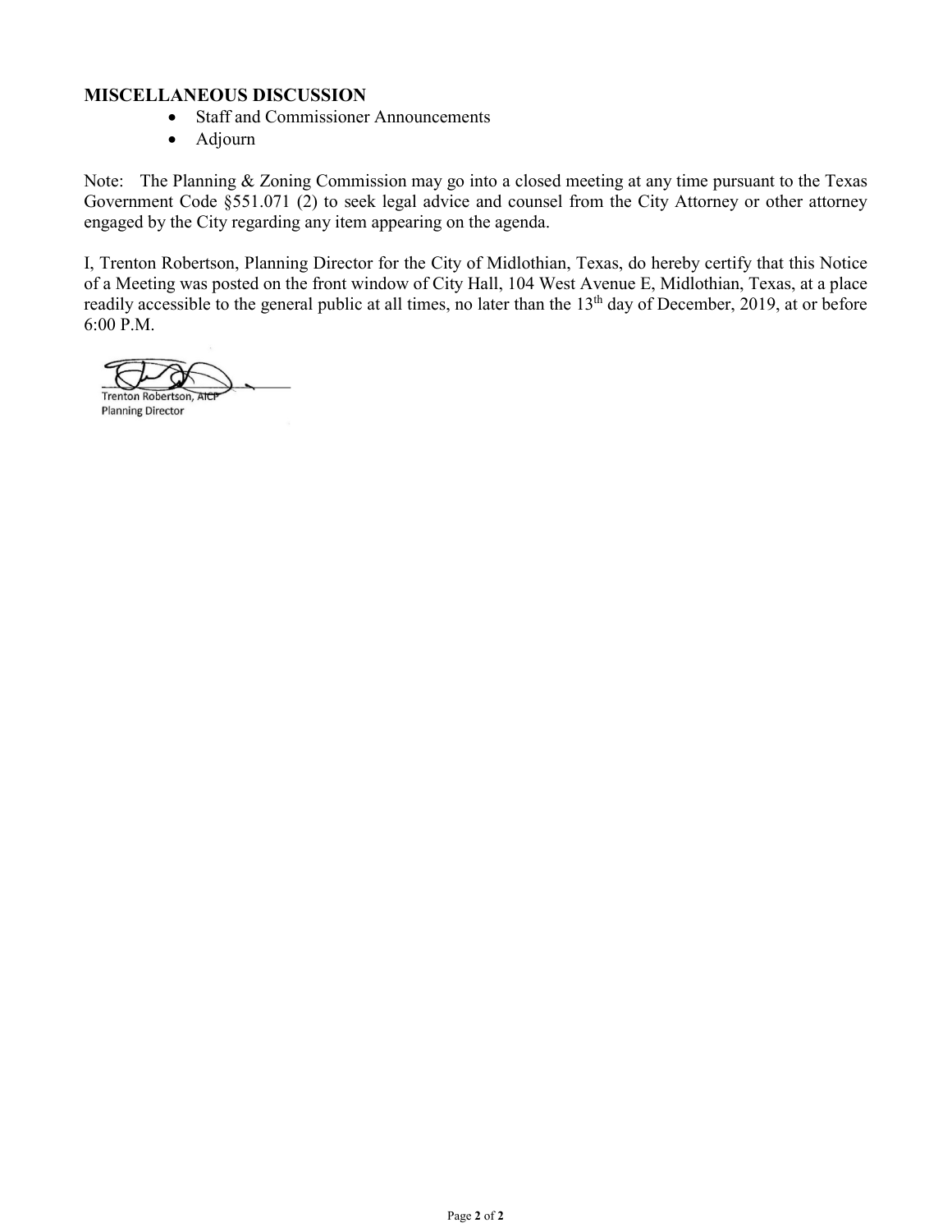## MISCELLANEOUS DISCUSSION

- Staff and Commissioner Announcements
- Adjourn

Note: The Planning & Zoning Commission may go into a closed meeting at any time pursuant to the Texas Government Code §551.071 (2) to seek legal advice and counsel from the City Attorney or other attorney engaged by the City regarding any item appearing on the agenda.

I, Trenton Robertson, Planning Director for the City of Midlothian, Texas, do hereby certify that this Notice of a Meeting was posted on the front window of City Hall, 104 West Avenue E, Midlothian, Texas, at a place readily accessible to the general public at all times, no later than the 13th day of December, 2019, at or before 6:00 P.M.

Trenton Robertson, AICP
Planning Director